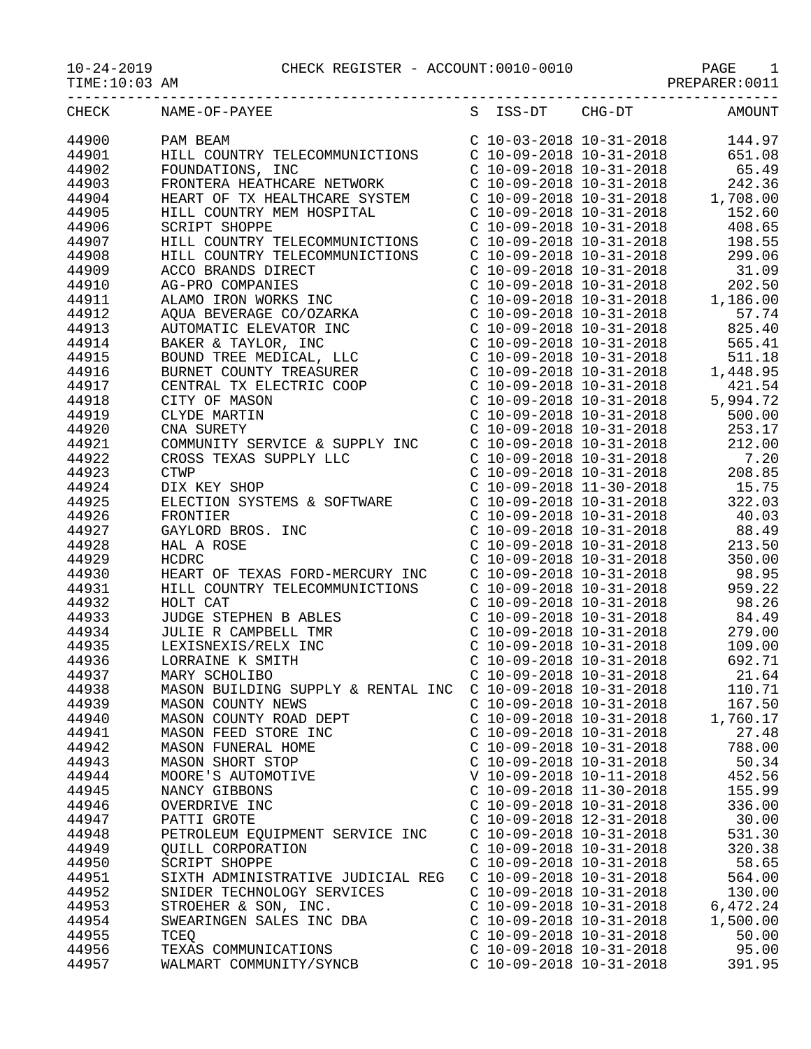10-24-2019 CHECK REGISTER - ACCOUNT:0010-0010 PAGE 1
TIME:10:03 AM PREPARER:0011

| CHECK | NAME-OF-PAYEE | S | ISS-DT | CHG-DT | AMOUNT |
|---|---|---|---|---|---|
| 44900 | PAM BEAM | C | 10-03-2018 | 10-31-2018 | 144.97 |
| 44901 | HILL COUNTRY TELECOMMUNICTIONS | C | 10-09-2018 | 10-31-2018 | 651.08 |
| 44902 | FOUNDATIONS, INC | C | 10-09-2018 | 10-31-2018 | 65.49 |
| 44903 | FRONTERA HEATHCARE NETWORK | C | 10-09-2018 | 10-31-2018 | 242.36 |
| 44904 | HEART OF TX HEALTHCARE SYSTEM | C | 10-09-2018 | 10-31-2018 | 1,708.00 |
| 44905 | HILL COUNTRY MEM HOSPITAL | C | 10-09-2018 | 10-31-2018 | 152.60 |
| 44906 | SCRIPT SHOPPE | C | 10-09-2018 | 10-31-2018 | 408.65 |
| 44907 | HILL COUNTRY TELECOMMUNICTIONS | C | 10-09-2018 | 10-31-2018 | 198.55 |
| 44908 | HILL COUNTRY TELECOMMUNICTIONS | C | 10-09-2018 | 10-31-2018 | 299.06 |
| 44909 | ACCO BRANDS DIRECT | C | 10-09-2018 | 10-31-2018 | 31.09 |
| 44910 | AG-PRO COMPANIES | C | 10-09-2018 | 10-31-2018 | 202.50 |
| 44911 | ALAMO IRON WORKS INC | C | 10-09-2018 | 10-31-2018 | 1,186.00 |
| 44912 | AQUA BEVERAGE CO/OZARKA | C | 10-09-2018 | 10-31-2018 | 57.74 |
| 44913 | AUTOMATIC ELEVATOR INC | C | 10-09-2018 | 10-31-2018 | 825.40 |
| 44914 | BAKER & TAYLOR, INC | C | 10-09-2018 | 10-31-2018 | 565.41 |
| 44915 | BOUND TREE MEDICAL, LLC | C | 10-09-2018 | 10-31-2018 | 511.18 |
| 44916 | BURNET COUNTY TREASURER | C | 10-09-2018 | 10-31-2018 | 1,448.95 |
| 44917 | CENTRAL TX ELECTRIC COOP | C | 10-09-2018 | 10-31-2018 | 421.54 |
| 44918 | CITY OF MASON | C | 10-09-2018 | 10-31-2018 | 5,994.72 |
| 44919 | CLYDE MARTIN | C | 10-09-2018 | 10-31-2018 | 500.00 |
| 44920 | CNA SURETY | C | 10-09-2018 | 10-31-2018 | 253.17 |
| 44921 | COMMUNITY SERVICE & SUPPLY INC | C | 10-09-2018 | 10-31-2018 | 212.00 |
| 44922 | CROSS TEXAS SUPPLY LLC | C | 10-09-2018 | 10-31-2018 | 7.20 |
| 44923 | CTWP | C | 10-09-2018 | 10-31-2018 | 208.85 |
| 44924 | DIX KEY SHOP | C | 10-09-2018 | 11-30-2018 | 15.75 |
| 44925 | ELECTION SYSTEMS & SOFTWARE | C | 10-09-2018 | 10-31-2018 | 322.03 |
| 44926 | FRONTIER | C | 10-09-2018 | 10-31-2018 | 40.03 |
| 44927 | GAYLORD BROS. INC | C | 10-09-2018 | 10-31-2018 | 88.49 |
| 44928 | HAL A ROSE | C | 10-09-2018 | 10-31-2018 | 213.50 |
| 44929 | HCDRC | C | 10-09-2018 | 10-31-2018 | 350.00 |
| 44930 | HEART OF TEXAS FORD-MERCURY INC | C | 10-09-2018 | 10-31-2018 | 98.95 |
| 44931 | HILL COUNTRY TELECOMMUNICTIONS | C | 10-09-2018 | 10-31-2018 | 959.22 |
| 44932 | HOLT CAT | C | 10-09-2018 | 10-31-2018 | 98.26 |
| 44933 | JUDGE STEPHEN B ABLES | C | 10-09-2018 | 10-31-2018 | 84.49 |
| 44934 | JULIE R CAMPBELL TMR | C | 10-09-2018 | 10-31-2018 | 279.00 |
| 44935 | LEXISNEXIS/RELX INC | C | 10-09-2018 | 10-31-2018 | 109.00 |
| 44936 | LORRAINE K SMITH | C | 10-09-2018 | 10-31-2018 | 692.71 |
| 44937 | MARY SCHOLIBO | C | 10-09-2018 | 10-31-2018 | 21.64 |
| 44938 | MASON BUILDING SUPPLY & RENTAL INC | C | 10-09-2018 | 10-31-2018 | 110.71 |
| 44939 | MASON COUNTY NEWS | C | 10-09-2018 | 10-31-2018 | 167.50 |
| 44940 | MASON COUNTY ROAD DEPT | C | 10-09-2018 | 10-31-2018 | 1,760.17 |
| 44941 | MASON FEED STORE INC | C | 10-09-2018 | 10-31-2018 | 27.48 |
| 44942 | MASON FUNERAL HOME | C | 10-09-2018 | 10-31-2018 | 788.00 |
| 44943 | MASON SHORT STOP | C | 10-09-2018 | 10-31-2018 | 50.34 |
| 44944 | MOORE'S AUTOMOTIVE | V | 10-09-2018 | 10-11-2018 | 452.56 |
| 44945 | NANCY GIBBONS | C | 10-09-2018 | 11-30-2018 | 155.99 |
| 44946 | OVERDRIVE INC | C | 10-09-2018 | 10-31-2018 | 336.00 |
| 44947 | PATTI GROTE | C | 10-09-2018 | 12-31-2018 | 30.00 |
| 44948 | PETROLEUM EQUIPMENT SERVICE INC | C | 10-09-2018 | 10-31-2018 | 531.30 |
| 44949 | QUILL CORPORATION | C | 10-09-2018 | 10-31-2018 | 320.38 |
| 44950 | SCRIPT SHOPPE | C | 10-09-2018 | 10-31-2018 | 58.65 |
| 44951 | SIXTH ADMINISTRATIVE JUDICIAL REG | C | 10-09-2018 | 10-31-2018 | 564.00 |
| 44952 | SNIDER TECHNOLOGY SERVICES | C | 10-09-2018 | 10-31-2018 | 130.00 |
| 44953 | STROEHER & SON, INC. | C | 10-09-2018 | 10-31-2018 | 6,472.24 |
| 44954 | SWEARINGEN SALES INC DBA | C | 10-09-2018 | 10-31-2018 | 1,500.00 |
| 44955 | TCEQ | C | 10-09-2018 | 10-31-2018 | 50.00 |
| 44956 | TEXAS COMMUNICATIONS | C | 10-09-2018 | 10-31-2018 | 95.00 |
| 44957 | WALMART COMMUNITY/SYNCB | C | 10-09-2018 | 10-31-2018 | 391.95 |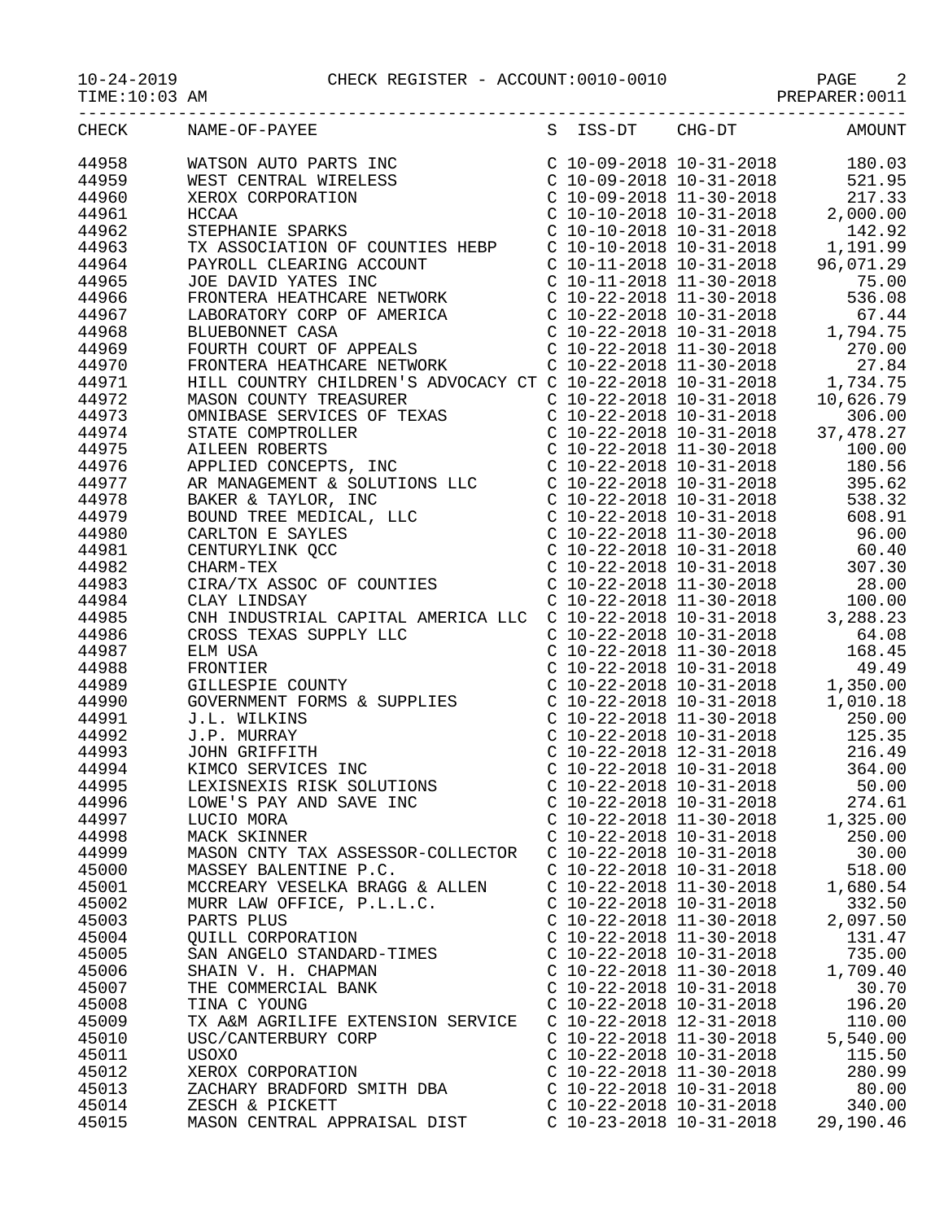10-24-2019 CHECK REGISTER - ACCOUNT:0010-0010 PAGE 2
TIME:10:03 AM PREPARER:0011

| CHECK | NAME-OF-PAYEE | S | ISS-DT | CHG-DT | AMOUNT |
|---|---|---|---|---|---|
| 44958 | WATSON AUTO PARTS INC | C | 10-09-2018 | 10-31-2018 | 180.03 |
| 44959 | WEST CENTRAL WIRELESS | C | 10-09-2018 | 10-31-2018 | 521.95 |
| 44960 | XEROX CORPORATION | C | 10-09-2018 | 11-30-2018 | 217.33 |
| 44961 | HCCAA | C | 10-10-2018 | 10-31-2018 | 2,000.00 |
| 44962 | STEPHANIE SPARKS | C | 10-10-2018 | 10-31-2018 | 142.92 |
| 44963 | TX ASSOCIATION OF COUNTIES HEBP | C | 10-10-2018 | 10-31-2018 | 1,191.99 |
| 44964 | PAYROLL CLEARING ACCOUNT | C | 10-11-2018 | 10-31-2018 | 96,071.29 |
| 44965 | JOE DAVID YATES INC | C | 10-11-2018 | 11-30-2018 | 75.00 |
| 44966 | FRONTERA HEATHCARE NETWORK | C | 10-22-2018 | 11-30-2018 | 536.08 |
| 44967 | LABORATORY CORP OF AMERICA | C | 10-22-2018 | 10-31-2018 | 67.44 |
| 44968 | BLUEBONNET CASA | C | 10-22-2018 | 10-31-2018 | 1,794.75 |
| 44969 | FOURTH COURT OF APPEALS | C | 10-22-2018 | 11-30-2018 | 270.00 |
| 44970 | FRONTERA HEATHCARE NETWORK | C | 10-22-2018 | 11-30-2018 | 27.84 |
| 44971 | HILL COUNTRY CHILDREN'S ADVOCACY CT | C | 10-22-2018 | 10-31-2018 | 1,734.75 |
| 44972 | MASON COUNTY TREASURER | C | 10-22-2018 | 10-31-2018 | 10,626.79 |
| 44973 | OMNIBASE SERVICES OF TEXAS | C | 10-22-2018 | 10-31-2018 | 306.00 |
| 44974 | STATE COMPTROLLER | C | 10-22-2018 | 10-31-2018 | 37,478.27 |
| 44975 | AILEEN ROBERTS | C | 10-22-2018 | 11-30-2018 | 100.00 |
| 44976 | APPLIED CONCEPTS, INC | C | 10-22-2018 | 10-31-2018 | 180.56 |
| 44977 | AR MANAGEMENT & SOLUTIONS LLC | C | 10-22-2018 | 10-31-2018 | 395.62 |
| 44978 | BAKER & TAYLOR, INC | C | 10-22-2018 | 10-31-2018 | 538.32 |
| 44979 | BOUND TREE MEDICAL, LLC | C | 10-22-2018 | 10-31-2018 | 608.91 |
| 44980 | CARLTON E SAYLES | C | 10-22-2018 | 11-30-2018 | 96.00 |
| 44981 | CENTURYLINK QCC | C | 10-22-2018 | 10-31-2018 | 60.40 |
| 44982 | CHARM-TEX | C | 10-22-2018 | 10-31-2018 | 307.30 |
| 44983 | CIRA/TX ASSOC OF COUNTIES | C | 10-22-2018 | 11-30-2018 | 28.00 |
| 44984 | CLAY LINDSAY | C | 10-22-2018 | 11-30-2018 | 100.00 |
| 44985 | CNH INDUSTRIAL CAPITAL AMERICA LLC | C | 10-22-2018 | 10-31-2018 | 3,288.23 |
| 44986 | CROSS TEXAS SUPPLY LLC | C | 10-22-2018 | 10-31-2018 | 64.08 |
| 44987 | ELM USA | C | 10-22-2018 | 11-30-2018 | 168.45 |
| 44988 | FRONTIER | C | 10-22-2018 | 10-31-2018 | 49.49 |
| 44989 | GILLESPIE COUNTY | C | 10-22-2018 | 10-31-2018 | 1,350.00 |
| 44990 | GOVERNMENT FORMS & SUPPLIES | C | 10-22-2018 | 10-31-2018 | 1,010.18 |
| 44991 | J.L. WILKINS | C | 10-22-2018 | 11-30-2018 | 250.00 |
| 44992 | J.P. MURRAY | C | 10-22-2018 | 10-31-2018 | 125.35 |
| 44993 | JOHN GRIFFITH | C | 10-22-2018 | 12-31-2018 | 216.49 |
| 44994 | KIMCO SERVICES INC | C | 10-22-2018 | 10-31-2018 | 364.00 |
| 44995 | LEXISNEXIS RISK SOLUTIONS | C | 10-22-2018 | 10-31-2018 | 50.00 |
| 44996 | LOWE'S PAY AND SAVE INC | C | 10-22-2018 | 10-31-2018 | 274.61 |
| 44997 | LUCIO MORA | C | 10-22-2018 | 11-30-2018 | 1,325.00 |
| 44998 | MACK SKINNER | C | 10-22-2018 | 10-31-2018 | 250.00 |
| 44999 | MASON CNTY TAX ASSESSOR-COLLECTOR | C | 10-22-2018 | 10-31-2018 | 30.00 |
| 45000 | MASSEY BALENTINE P.C. | C | 10-22-2018 | 10-31-2018 | 518.00 |
| 45001 | MCCREARY VESELKA BRAGG & ALLEN | C | 10-22-2018 | 11-30-2018 | 1,680.54 |
| 45002 | MURR LAW OFFICE, P.L.L.C. | C | 10-22-2018 | 10-31-2018 | 332.50 |
| 45003 | PARTS PLUS | C | 10-22-2018 | 11-30-2018 | 2,097.50 |
| 45004 | QUILL CORPORATION | C | 10-22-2018 | 11-30-2018 | 131.47 |
| 45005 | SAN ANGELO STANDARD-TIMES | C | 10-22-2018 | 10-31-2018 | 735.00 |
| 45006 | SHAIN V. H. CHAPMAN | C | 10-22-2018 | 11-30-2018 | 1,709.40 |
| 45007 | THE COMMERCIAL BANK | C | 10-22-2018 | 10-31-2018 | 30.70 |
| 45008 | TINA C YOUNG | C | 10-22-2018 | 10-31-2018 | 196.20 |
| 45009 | TX A&M AGRILIFE EXTENSION SERVICE | C | 10-22-2018 | 12-31-2018 | 110.00 |
| 45010 | USC/CANTERBURY CORP | C | 10-22-2018 | 11-30-2018 | 5,540.00 |
| 45011 | USOXO | C | 10-22-2018 | 10-31-2018 | 115.50 |
| 45012 | XEROX CORPORATION | C | 10-22-2018 | 11-30-2018 | 280.99 |
| 45013 | ZACHARY BRADFORD SMITH DBA | C | 10-22-2018 | 10-31-2018 | 80.00 |
| 45014 | ZESCH & PICKETT | C | 10-22-2018 | 10-31-2018 | 340.00 |
| 45015 | MASON CENTRAL APPRAISAL DIST | C | 10-23-2018 | 10-31-2018 | 29,190.46 |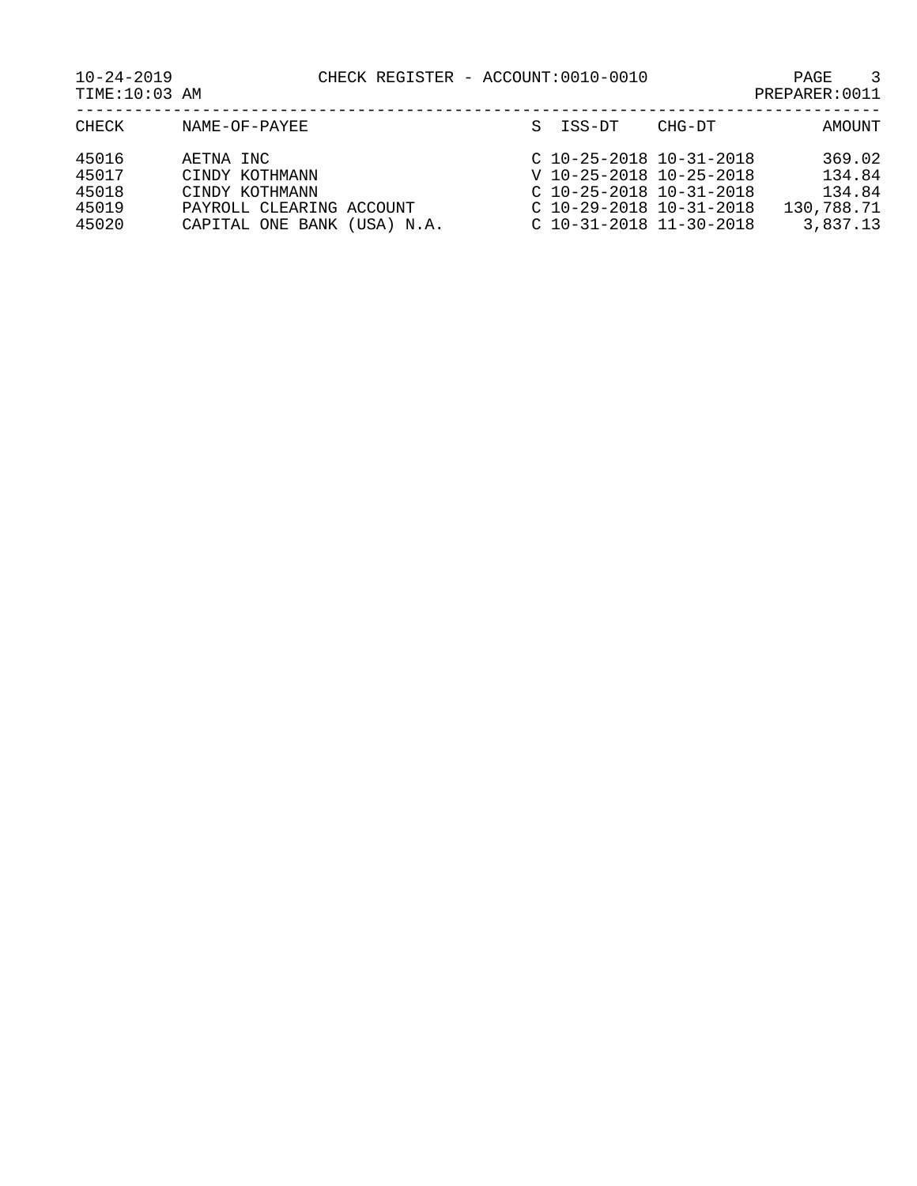CHECK REGISTER - ACCOUNT:0010-0010

10-24-2019
TIME:10:03 AM

PREPARER:0011

| CHECK | NAME-OF-PAYEE | S | ISS-DT | CHG-DT | AMOUNT |
|---|---|---|---|---|---|
| 45016 | AETNA INC | C | 10-25-2018 | 10-31-2018 | 369.02 |
| 45017 | CINDY KOTHMANN | V | 10-25-2018 | 10-25-2018 | 134.84 |
| 45018 | CINDY KOTHMANN | C | 10-25-2018 | 10-31-2018 | 134.84 |
| 45019 | PAYROLL CLEARING ACCOUNT | C | 10-29-2018 | 10-31-2018 | 130,788.71 |
| 45020 | CAPITAL ONE BANK (USA) N.A. | C | 10-31-2018 | 11-30-2018 | 3,837.13 |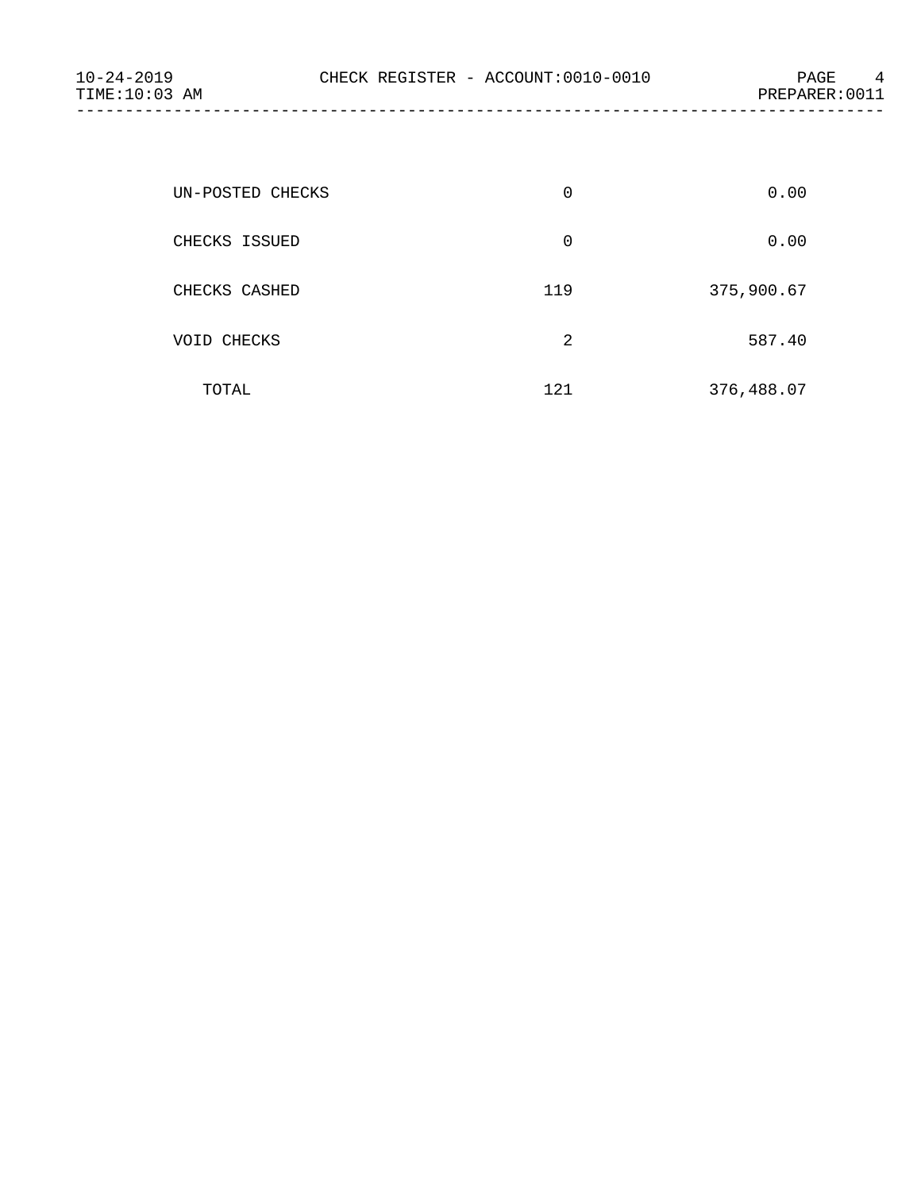| | | |
|---|---|---|
| UN-POSTED CHECKS | 0 | 0.00 |
| CHECKS ISSUED | 0 | 0.00 |
| CHECKS CASHED | 119 | 375,900.67 |
| VOID CHECKS | 2 | 587.40 |
| TOTAL | 121 | 376,488.07 |